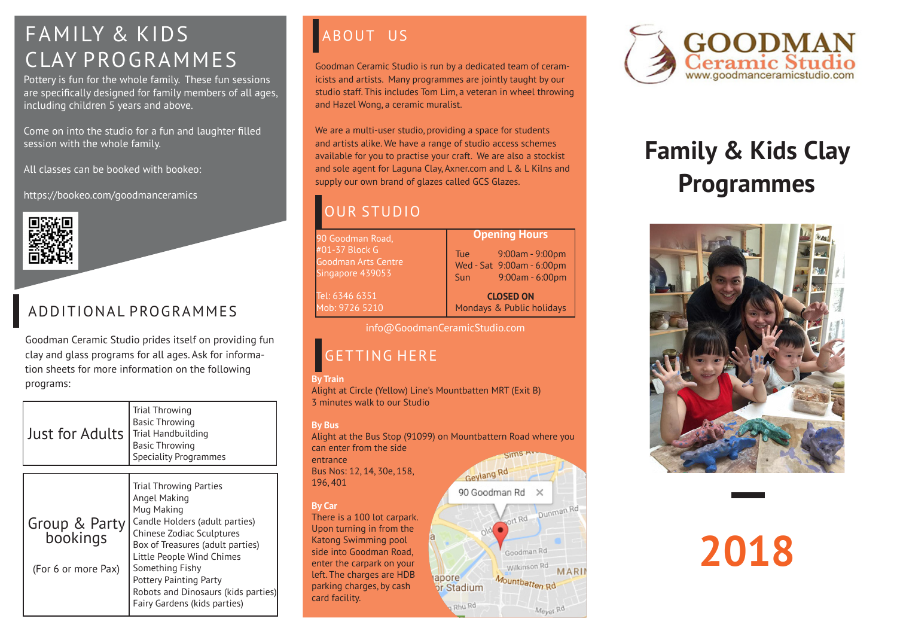# FAMILY & KIDS CLAY PROGRAMMES

Pottery is fun for the whole family. These fun sessions are specifically designed for family members of all ages, including children 5 years and above.

Come on into the studio for a fun and laughter filled session with the whole family.

All classes can be booked with bookeo:

https://bookeo.com/goodmanceramics

## ADDITIONAL PROGRAMMES

Goodman Ceramic Studio prides itself on providing fun clay and glass programs for all ages. Ask for information sheets for more information on the following programs:

| Just for Adults | Trial Throwing<br>Basic Throwing<br>Trial Handbuilding<br>Basic Throwing<br>Speciality Programmes |
|---|---|

| Group & Party bookings<br><br>(For 6 or more Pax) | Trial Throwing Parties<br>Angel Making<br>Mug Making<br>Candle Holders (adult parties)<br>Chinese Zodiac Sculptures<br>Box of Treasures (adult parties)<br>Little People Wind Chimes<br>Something Fishy<br>Pottery Painting Party<br>Robots and Dinosaurs (kids parties)<br>Fairy Gardens (kids parties) |
|---|---|

## ABOUT US

Goodman Ceramic Studio is run by a dedicated team of ceramicists and artists. Many programmes are jointly taught by our studio staff. This includes Tom Lim, a veteran in wheel throwing and Hazel Wong, a ceramic muralist.

We are a multi-user studio, providing a space for students and artists alike. We have a range of studio access schemes available for you to practise your craft. We are also a stockist and sole agent for Laguna Clay, Axner.com and L & L Kilns and supply our own brand of glazes called GCS Glazes.

## OUR STUDIO

| Address | Opening Hours |
|---|---|
| 90 Goodman Road,<br>#01-37 Block G<br>Goodman Arts Centre<br>Singapore 439053<br><br>Tel: 6346 6351<br>Mob: 9726 5210 | Tue 9:00am - 9:00pm<br>Wed - Sat 9:00am - 6:00pm<br>Sun 9:00am - 6:00pm<br><br>**CLOSED ON**<br>Mondays & Public holidays |

info@GoodmanCeramicStudio.com

## GETTING HERE

**By Train**
Alight at Circle (Yellow) Line's Mountbatten MRT (Exit B)
3 minutes walk to our Studio

**By Bus**
Alight at the Bus Stop (91099) on Mountbattern Road where you can enter from the side entrance
Bus Nos: 12, 14, 30e, 158, 196, 401

**By Car**
There is a 100 lot carpark. Upon turning in from the Katong Swimming pool side into Goodman Road, enter the carpark on your left. The charges are HDB parking charges, by cash card facility.

**GOODMAN Ceramic Studio**
www.goodmanceramicstudio.com

# Family & Kids Clay Programmes

# 2018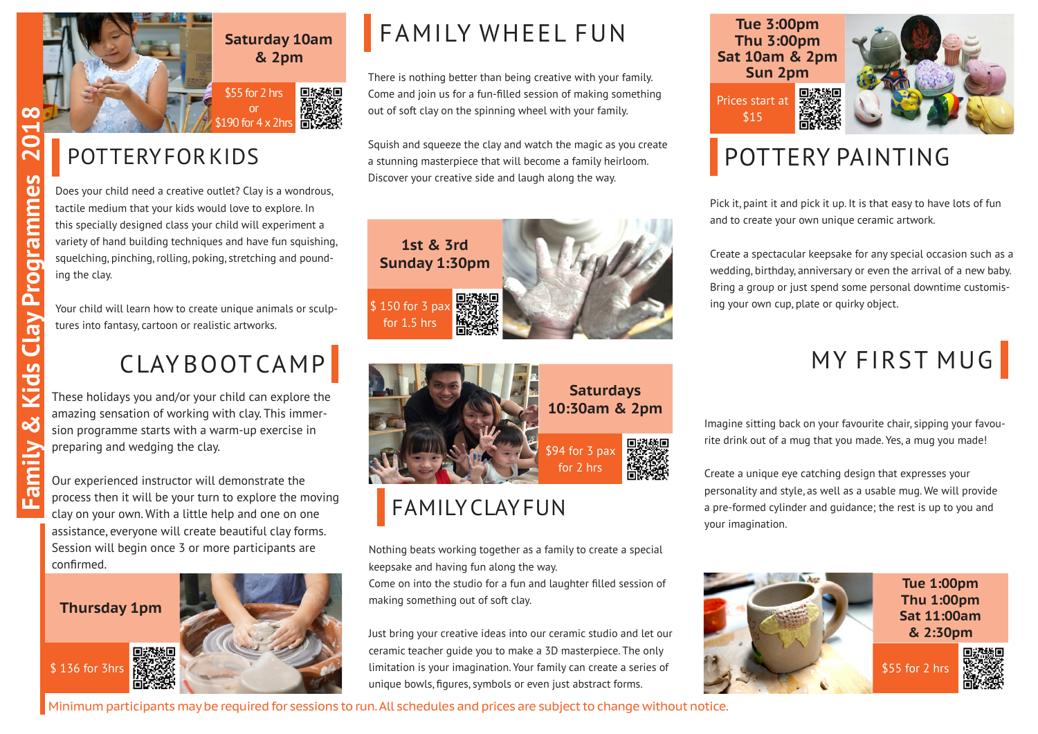# Family & Kids Clay Programmes 2018

## POTTERY FOR KIDS

**Saturday 10am & 2pm**

$55 for 2 hrs or $190 for 4 x 2hrs

Does your child need a creative outlet? Clay is a wondrous, tactile medium that your kids would love to explore. In this specially designed class your child will experiment a variety of hand building techniques and have fun squishing, squelching, pinching, rolling, poking, stretching and pounding the clay.

Your child will learn how to create unique animals or sculptures into fantasy, cartoon or realistic artworks.

## CLAY BOOT CAMP

These holidays you and/or your child can explore the amazing sensation of working with clay. This immersion programme starts with a warm-up exercise in preparing and wedging the clay.

Our experienced instructor will demonstrate the process then it will be your turn to explore the moving clay on your own. With a little help and one on one assistance, everyone will create beautiful clay forms. Session will begin once 3 or more participants are confirmed.

**Thursday 1pm**

$ 136 for 3hrs

## FAMILY WHEEL FUN

There is nothing better than being creative with your family. Come and join us for a fun-filled session of making something out of soft clay on the spinning wheel with your family.

Squish and squeeze the clay and watch the magic as you create a stunning masterpiece that will become a family heirloom. Discover your creative side and laugh along the way.

**1st & 3rd Sunday 1:30pm**

$ 150 for 3 pax for 1.5 hrs

## FAMILY CLAY FUN

**Saturdays 10:30am & 2pm**

$94 for 3 pax for 2 hrs

Nothing beats working together as a family to create a special keepsake and having fun along the way.
Come on into the studio for a fun and laughter filled session of making something out of soft clay.

Just bring your creative ideas into our ceramic studio and let our ceramic teacher guide you to make a 3D masterpiece. The only limitation is your imagination. Your family can create a series of unique bowls, figures, symbols or even just abstract forms.

## POTTERY PAINTING

**Tue 3:00pm
Thu 3:00pm
Sat 10am & 2pm
Sun 2pm**

Prices start at $15

Pick it, paint it and pick it up. It is that easy to have lots of fun and to create your own unique ceramic artwork.

Create a spectacular keepsake for any special occasion such as a wedding, birthday, anniversary or even the arrival of a new baby. Bring a group or just spend some personal downtime customising your own cup, plate or quirky object.

## MY FIRST MUG

Imagine sitting back on your favourite chair, sipping your favourite drink out of a mug that you made. Yes, a mug you made!

Create a unique eye catching design that expresses your personality and style, as well as a usable mug. We will provide a pre-formed cylinder and guidance; the rest is up to you and your imagination.

**Tue 1:00pm
Thu 1:00pm
Sat 11:00am & 2:30pm**

$55 for 2 hrs

Minimum participants may be required for sessions to run. All schedules and prices are subject to change without notice.